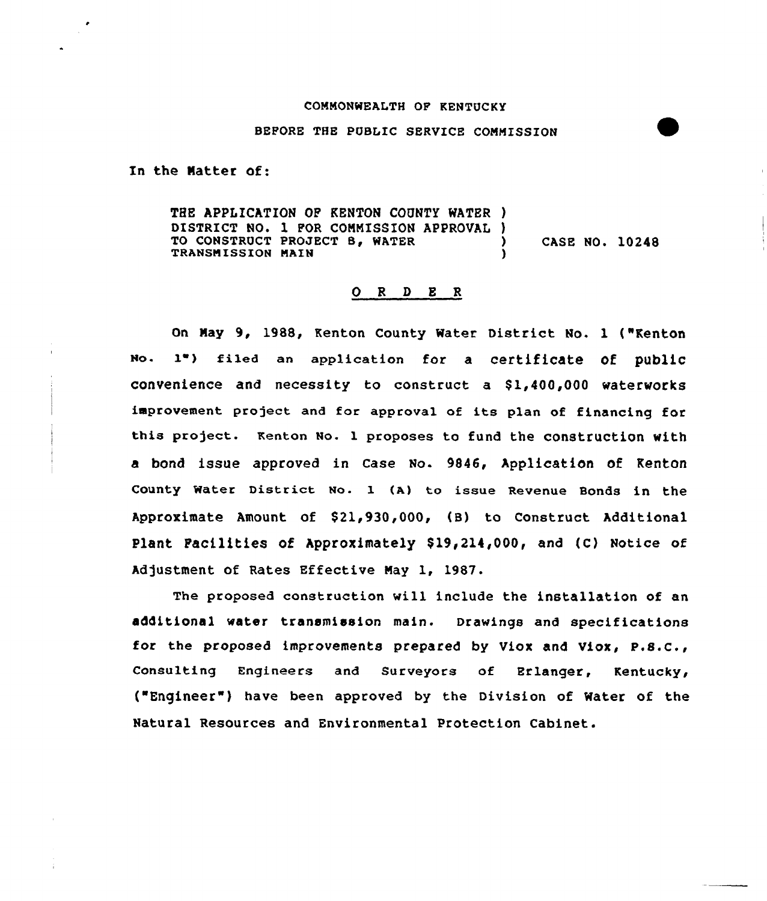COMMONWEALTH OF KENTUCKY

BEFORE THE PUBLIC SERVICE COMMISSION

In the Matter of:

THE APPLICATION OF KENTON COUNTY WATER DISTRICT NO. 1 FOR COMMISSION APPROVAL TO CONSTRUCT PROJECT 8, WATER TRANSMISSION MAIN ) CASE NO. 10248

## O R D E R

On May 9, 1988, Kenton County Water District No. 1 ("Kenton No. 1") filed an application for a certificate of public convenience and necessity to construct a $1,400,000 waterworks improvement project and for approval of its plan of financing for this project. Kenton No. 1 proposes to fund the construction with a bond issue approved in Case No. 9846, Application of Kenton County Water District No. 1 (A) to issue Revenue Bonds in the Approximate Amount of $21,930,000, (B) to Construct Additional Plant Facilities of Approximately $19,214,000, and (C) Notice of Adjustment of Rates Effective May 1, 1987.

The proposed construction will include the installation of an additional water transmission main. Drawings and specifications for the proposed improvements prepared by Viox and Viox, P.S.C., Consulting Engineers and Surveyors of Erlanger, Kentucky, ("Engineer") have been approved by the Division of Water of the Natural Resources and Environmental Protection Cabinet.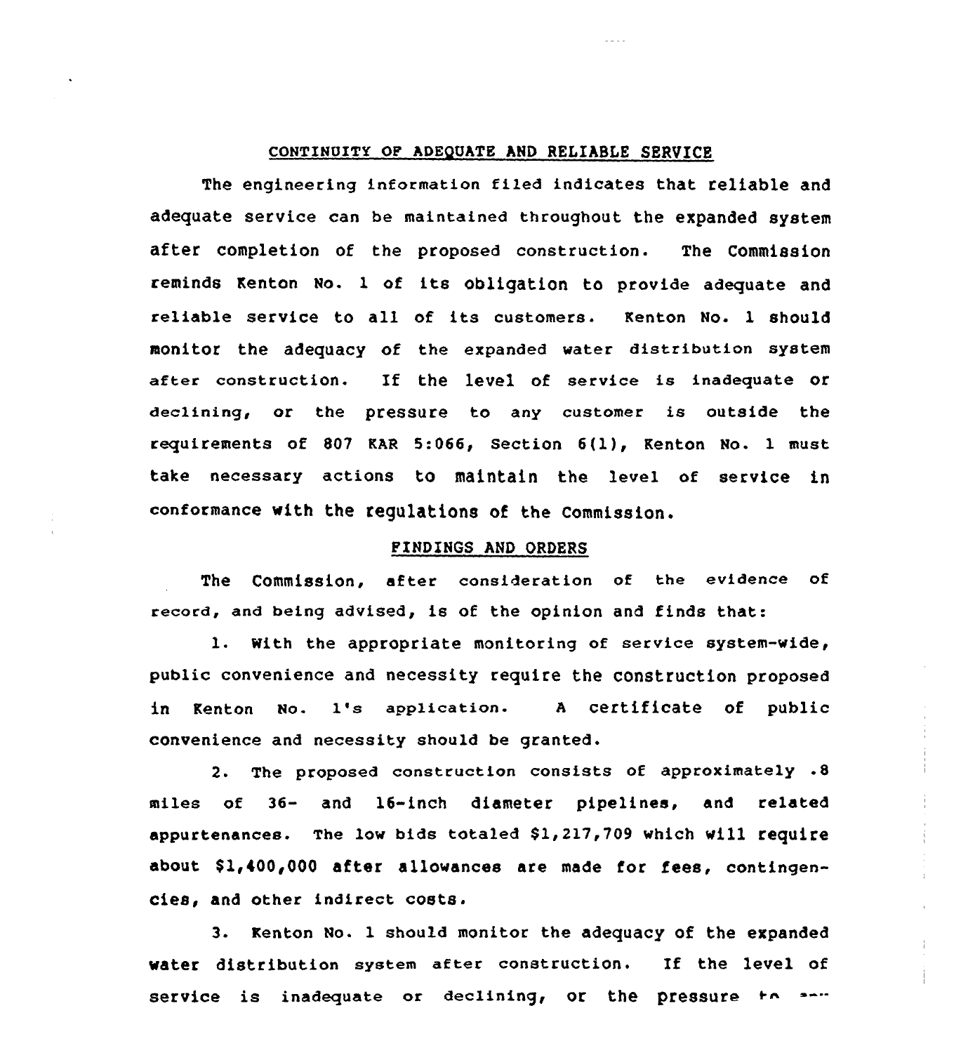## CONTINUITY OF ADEQUATE AND RELIABLE SERVICE

The engineering information filed indicates that reliable and adequate service can be maintained throughout the expanded system after completion of the proposed construction. The Commission reminds Kenton No. 1 of its obligation to provide adequate and reliable service to all of its customers. Kenton No. 1 should monitor the adequacy of the expanded water distribution system after construction. If the level of service is inadequate or declining, or the pressure to any customer is outside the requirements of 807 KAR 5:066, Section 6(1), Kenton No. 1 must take necessary actions to maintain the level of service in conformance with the regulations of the Commission.

## FINDINGS AND ORDERS

The Commission, after consideration of the evidence of record, and being advised, is of the opinion and finds that:

1. With the appropriate monitoring of service system-wide, public convenience and necessity require the construction proposed in Kenton No. 1's application. A certificate of public convenience and necessity should be granted.

2. The proposed construction consists of approximately .8 miles of 36- and 16-inch diameter pipelines, and related appurtenances. The low bids totaled $1,217,709 which will require about $1,400,000 after allowances are made for fees, contingencies, and other indirect costs.

3. Kenton No. 1 should monitor the adequacy of the expanded water distribution system after construction. If the level of service is inadequate or declining, or the pressure to any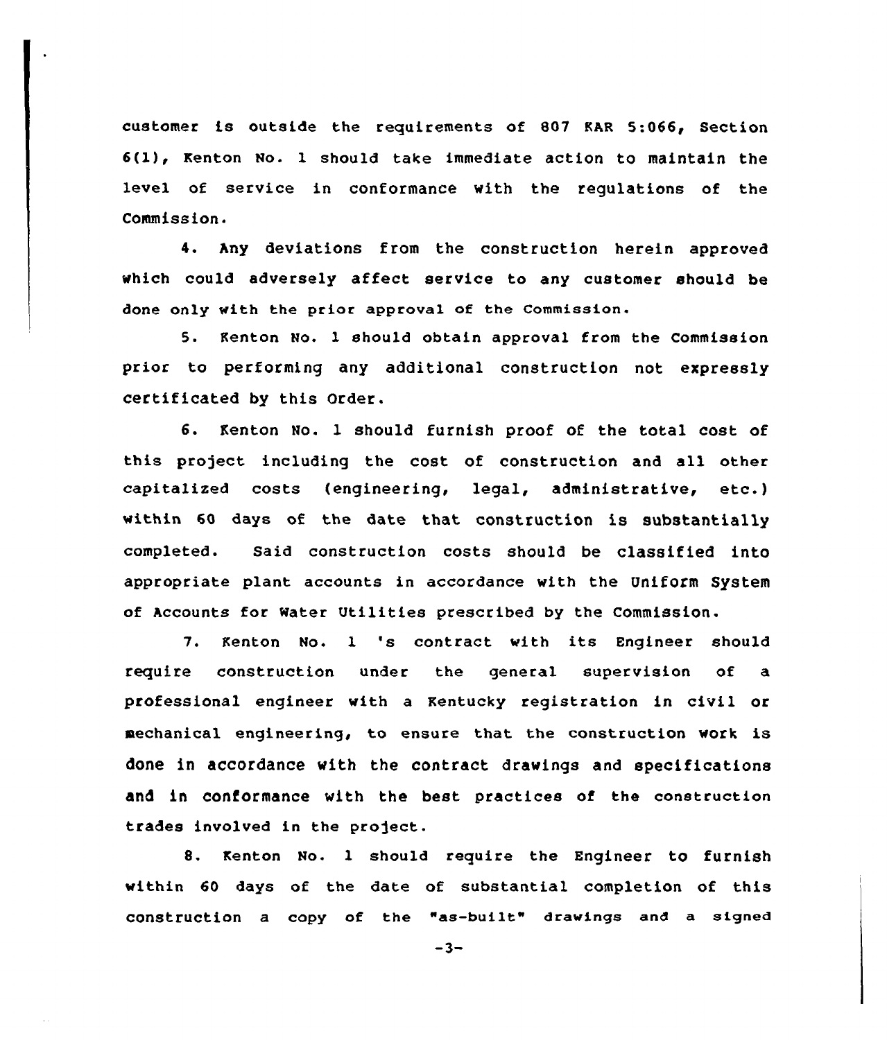customer is outside the requirements of 807 KAR 5:066, Section 6(1), Kenton No. 1 should take immediate action to maintain the level of service in conformance with the regulations of the Commission.

4. Any deviations from the construction herein approved which could adversely affect service to any customer should be done only with the prior approval of the Commission.

5. Kenton No. 1 should obtain approval from the Commission prior to performing any additional construction not expressly certificated by this Order.

6. Kenton No. 1 should furnish proof of the total cost of this project including the cost of construction and all other capitalized costs (engineering, legal, administrative, etc.) within 60 days of the date that construction is substantially completed. Said construction costs should be classified into appropriate plant accounts in accordance with the Uniform System of Accounts for Water Utilities prescribed by the Commission.

7. Kenton No. 1 's contract with its Engineer should require construction under the general supervision of a professional engineer with a Kentucky registration in civil or mechanical engineering, to ensure that the construction work is done in accordance with the contract drawings and specifications and in conformance with the best practices of the construction trades involved in the project.

8. Kenton No. 1 should require the Engineer to furnish within 60 days of the date of substantial completion of this construction a copy of the "as-built" drawings and a signed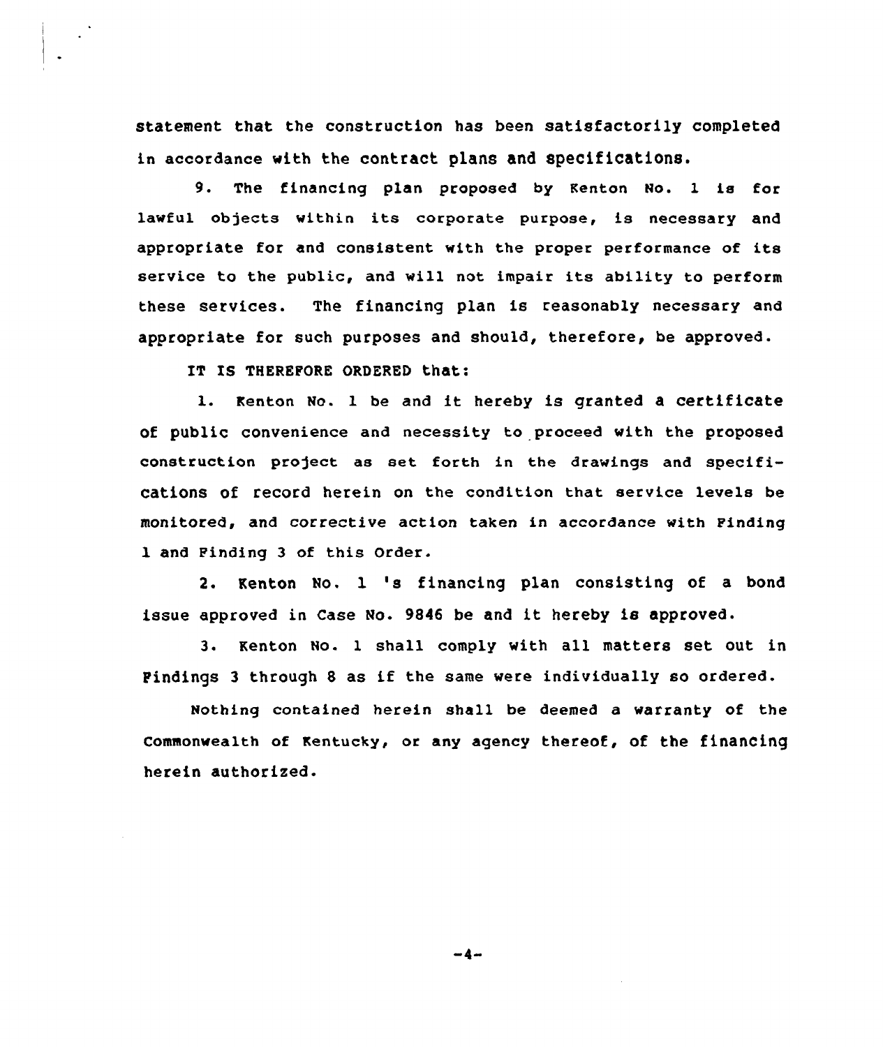statement that the construction has been satisfactorily completed in accordance with the contract plans and specifications.

9. The financing plan proposed by Kenton No. 1 is for lawful objects within its corporate purpose, is necessary and appropriate for and consistent with the proper performance of its service to the public, and will not impair its ability to perform these services. The financing plan is reasonably necessary and appropriate for such purposes and should, therefore, be approved.

IT IS THEREFORE ORDERED that:

1. Kenton No. 1 be and it hereby is granted a certificate of public convenience and necessity to proceed with the proposed construction project as set forth in the drawings and specifications of record herein on the condition that service levels be monitored, and corrective action taken in accordance with Finding 1 and Finding 3 of this Order.

2. Kenton No. 1 's financing plan consisting of a bond issue approved in Case No. 9846 be and it hereby is approved.

3. Kenton No. 1 shall comply with all matters set out in Findings 3 through 8 as if the same were individually so ordered.

Nothing contained herein shall be deemed a warranty of the Commonwealth of Kentucky, or any agency thereof, of the financing herein authorized.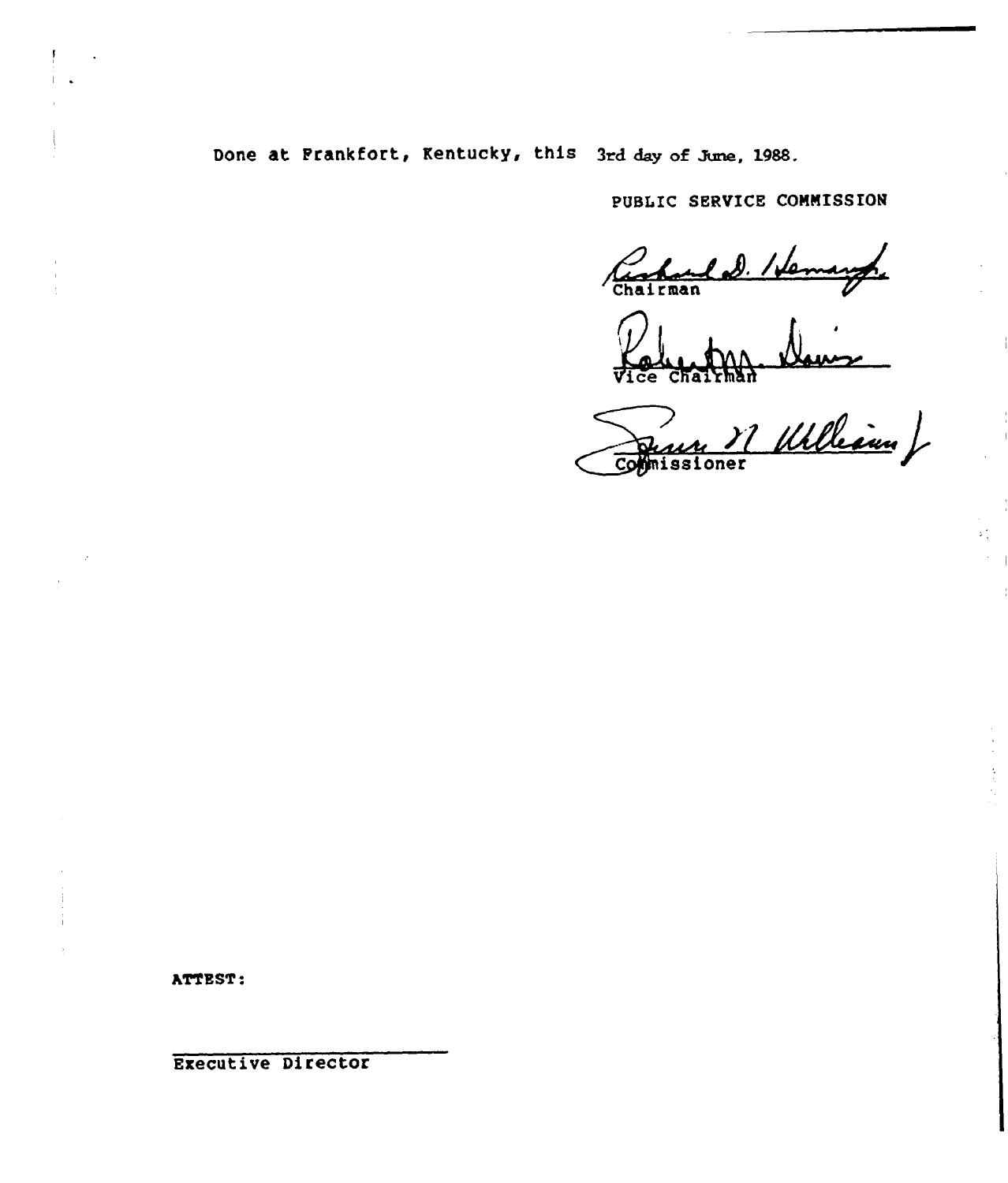Done at Frankfort, Kentucky, this 3rd day of June, 1988.

PUBLIC SERVICE COMMISSION

Chairman

Vice Chairman

Commissioner

ATTEST:

Executive Director